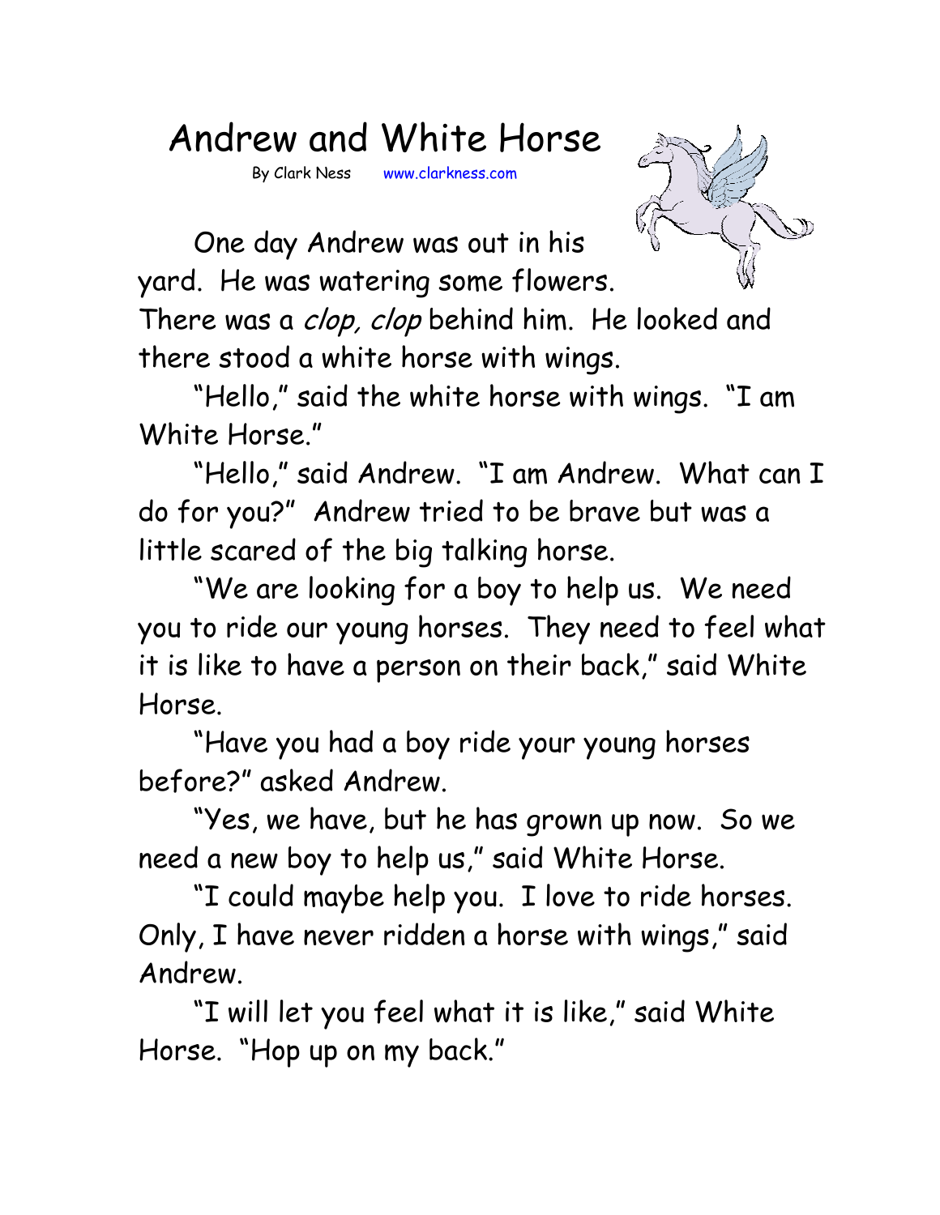# Andrew and White Horse

By Clark Ness www.clarkness.com

One day Andrew was out in his yard. He was watering some flowers. There was a *clop, clop* behind him. He looked and there stood a white horse with wings.

"Hello," said the white horse with wings. "I am White Horse."

"Hello," said Andrew. "I am Andrew. What can I do for you?" Andrew tried to be brave but was a little scared of the big talking horse.

"We are looking for a boy to help us. We need you to ride our young horses. They need to feel what it is like to have a person on their back," said White Horse.

"Have you had a boy ride your young horses before?" asked Andrew.

"Yes, we have, but he has grown up now. So we need a new boy to help us," said White Horse.

"I could maybe help you. I love to ride horses. Only, I have never ridden a horse with wings," said Andrew.

"I will let you feel what it is like," said White Horse. "Hop up on my back."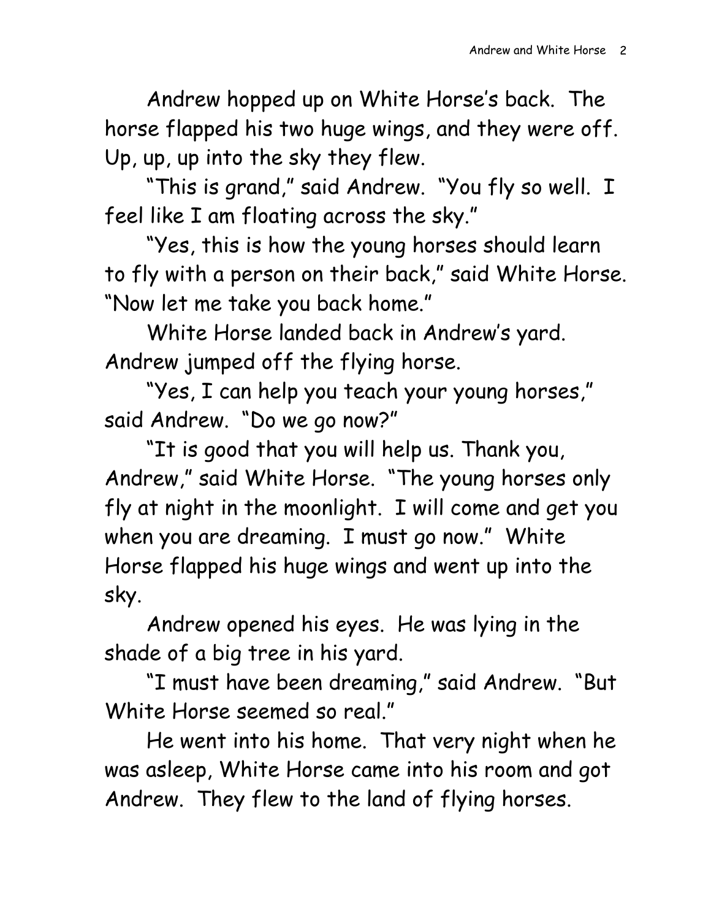Andrew hopped up on White Horse's back. The horse flapped his two huge wings, and they were off. Up, up, up into the sky they flew.

"This is grand," said Andrew. "You fly so well. I feel like I am floating across the sky."

"Yes, this is how the young horses should learn to fly with a person on their back," said White Horse. "Now let me take you back home."

White Horse landed back in Andrew's yard. Andrew jumped off the flying horse.

"Yes, I can help you teach your young horses," said Andrew. "Do we go now?"

"It is good that you will help us. Thank you, Andrew," said White Horse. "The young horses only fly at night in the moonlight. I will come and get you when you are dreaming. I must go now." White Horse flapped his huge wings and went up into the sky.

Andrew opened his eyes. He was lying in the shade of a big tree in his yard.

"I must have been dreaming," said Andrew. "But White Horse seemed so real."

He went into his home. That very night when he was asleep, White Horse came into his room and got Andrew. They flew to the land of flying horses.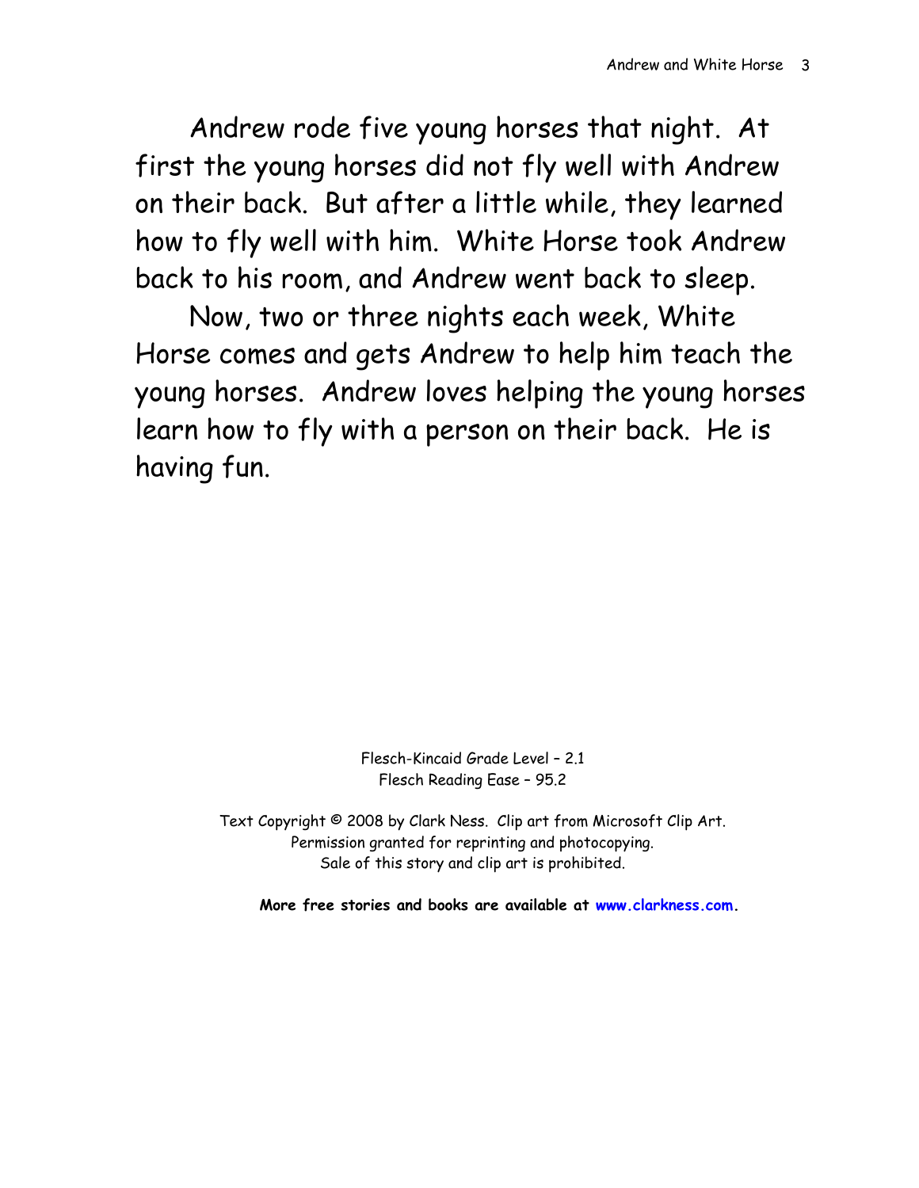Andrew rode five young horses that night. At first the young horses did not fly well with Andrew on their back. But after a little while, they learned how to fly well with him. White Horse took Andrew back to his room, and Andrew went back to sleep.

Now, two or three nights each week, White Horse comes and gets Andrew to help him teach the young horses. Andrew loves helping the young horses learn how to fly with a person on their back. He is having fun.

Flesch-Kincaid Grade Level – 2.1
Flesch Reading Ease – 95.2

Text Copyright © 2008 by Clark Ness. Clip art from Microsoft Clip Art.
Permission granted for reprinting and photocopying.
Sale of this story and clip art is prohibited.

**More free stories and books are available at www.clarkness.com.**